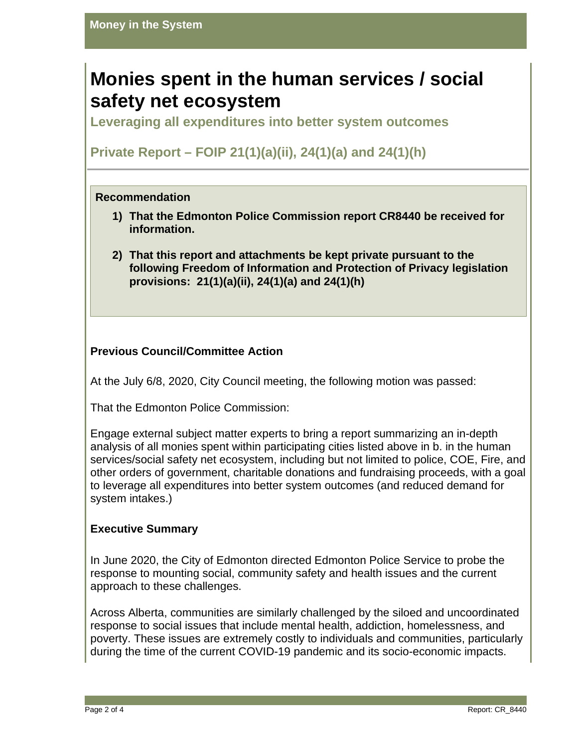# Monies spent in the human services / social safety net ecosystem

**Leveraging all expenditures into better system outcomes**

**Private Report – FOIP 21(1)(a)(ii), 24(1)(a) and 24(1)(h)**

### Recommendation

1) **That the Edmonton Police Commission report CR8440 be received for information.**

2) **That this report and attachments be kept private pursuant to the following Freedom of Information and Protection of Privacy legislation provisions: 21(1)(a)(ii), 24(1)(a) and 24(1)(h)**

### Previous Council/Committee Action

At the July 6/8, 2020, City Council meeting, the following motion was passed:

That the Edmonton Police Commission:

Engage external subject matter experts to bring a report summarizing an in-depth analysis of all monies spent within participating cities listed above in b. in the human services/social safety net ecosystem, including but not limited to police, COE, Fire, and other orders of government, charitable donations and fundraising proceeds, with a goal to leverage all expenditures into better system outcomes (and reduced demand for system intakes.)

### Executive Summary

In June 2020, the City of Edmonton directed Edmonton Police Service to probe the response to mounting social, community safety and health issues and the current approach to these challenges.

Across Alberta, communities are similarly challenged by the siloed and uncoordinated response to social issues that include mental health, addiction, homelessness, and poverty. These issues are extremely costly to individuals and communities, particularly during the time of the current COVID-19 pandemic and its socio-economic impacts.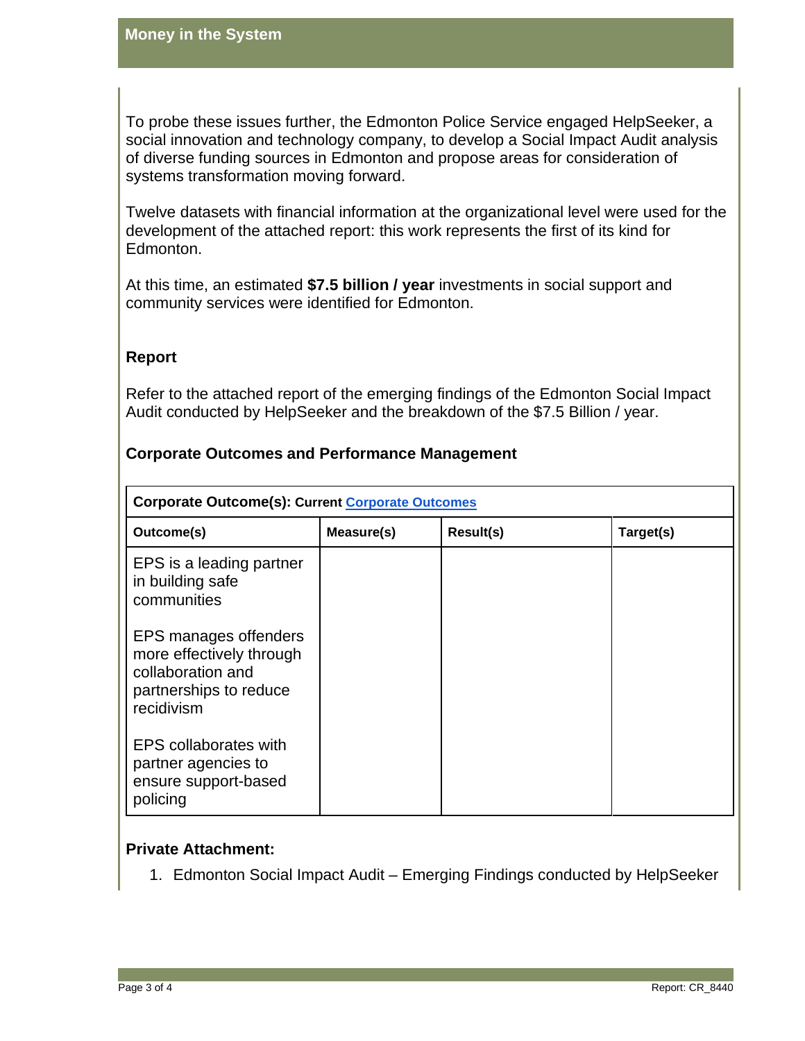## Money in the System

To probe these issues further, the Edmonton Police Service engaged HelpSeeker, a social innovation and technology company, to develop a Social Impact Audit analysis of diverse funding sources in Edmonton and propose areas for consideration of systems transformation moving forward.

Twelve datasets with financial information at the organizational level were used for the development of the attached report: this work represents the first of its kind for Edmonton.

At this time, an estimated **$7.5 billion / year** investments in social support and community services were identified for Edmonton.

### Report

Refer to the attached report of the emerging findings of the Edmonton Social Impact Audit conducted by HelpSeeker and the breakdown of the $7.5 Billion / year.

### Corporate Outcomes and Performance Management

| **Corporate Outcome(s):** Current Corporate Outcomes | | | |
|---|---|---|---|
| **Outcome(s)** | **Measure(s)** | **Result(s)** | **Target(s)** |
| EPS is a leading partner in building safe communities<br><br>EPS manages offenders more effectively through collaboration and partnerships to reduce recidivism<br><br>EPS collaborates with partner agencies to ensure support-based policing | | | |

### Private Attachment:

1. Edmonton Social Impact Audit – Emerging Findings conducted by HelpSeeker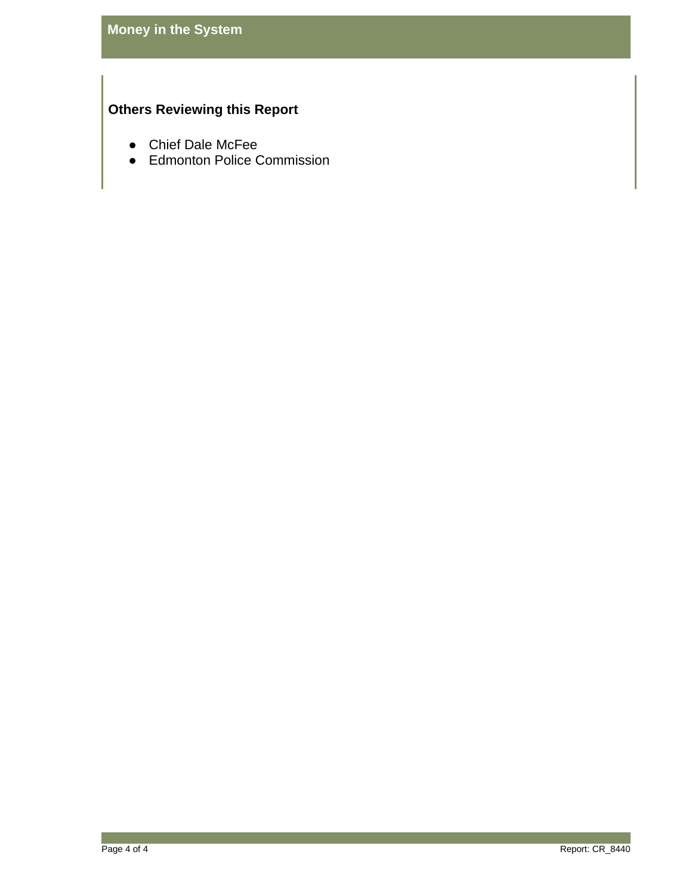### Others Reviewing this Report

- Chief Dale McFee
- Edmonton Police Commission